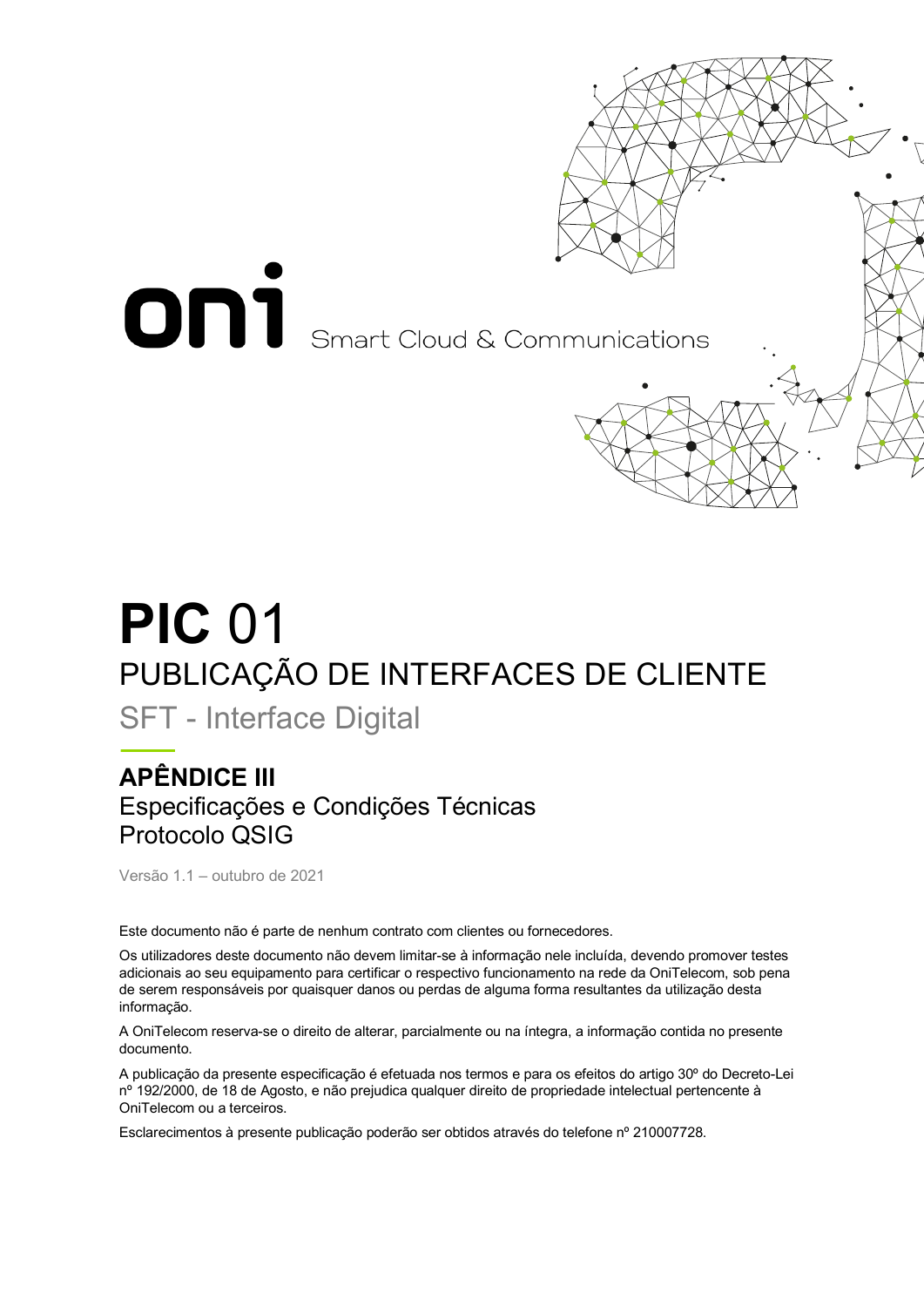oni Smart Cloud & Communications

# **PIC** 01

## PUBLICAÇÃO DE INTERFACES DE CLIENTE

SFT - Interface Digital

### **APÊNDICE III**

Especificações e Condições Técnicas
Protocolo QSIG

Versão 1.1 – outubro de 2021

Este documento não é parte de nenhum contrato com clientes ou fornecedores.

Os utilizadores deste documento não devem limitar-se à informação nele incluída, devendo promover testes adicionais ao seu equipamento para certificar o respectivo funcionamento na rede da OniTelecom, sob pena de serem responsáveis por quaisquer danos ou perdas de alguma forma resultantes da utilização desta informação.

A OniTelecom reserva-se o direito de alterar, parcialmente ou na íntegra, a informação contida no presente documento.

A publicação da presente especificação é efetuada nos termos e para os efeitos do artigo 30º do Decreto-Lei nº 192/2000, de 18 de Agosto, e não prejudica qualquer direito de propriedade intelectual pertencente à OniTelecom ou a terceiros.

Esclarecimentos à presente publicação poderão ser obtidos através do telefone nº 210007728.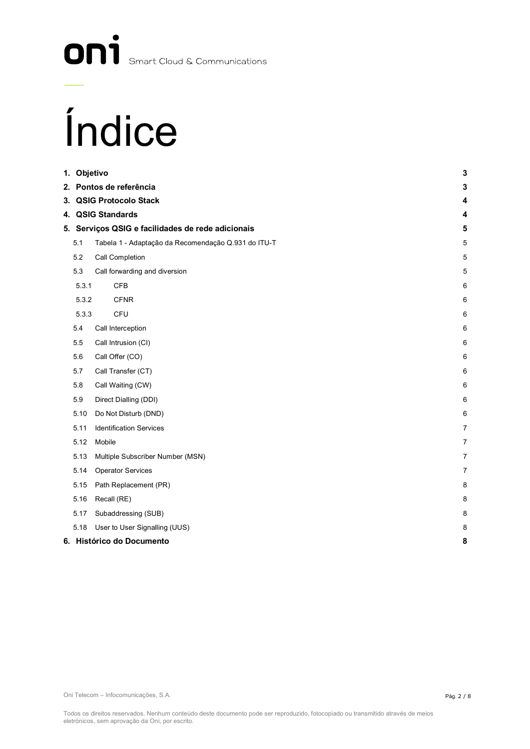# Índice

| | | |
|---|---|---|
| **1.** | **Objetivo** | **3** |
| **2.** | **Pontos de referência** | **3** |
| **3.** | **QSIG Protocolo Stack** | **4** |
| **4.** | **QSIG Standards** | **4** |
| **5.** | **Serviços QSIG e facilidades de rede adicionais** | **5** |
| 5.1 | Tabela 1 - Adaptação da Recomendação Q.931 do ITU-T | 5 |
| 5.2 | Call Completion | 5 |
| 5.3 | Call forwarding and diversion | 5 |
| 5.3.1 | CFB | 6 |
| 5.3.2 | CFNR | 6 |
| 5.3.3 | CFU | 6 |
| 5.4 | Call Interception | 6 |
| 5.5 | Call Intrusion (CI) | 6 |
| 5.6 | Call Offer (CO) | 6 |
| 5.7 | Call Transfer (CT) | 6 |
| 5.8 | Call Waiting (CW) | 6 |
| 5.9 | Direct Dialling (DDI) | 6 |
| 5.10 | Do Not Disturb (DND) | 6 |
| 5.11 | Identification Services | 7 |
| 5.12 | Mobile | 7 |
| 5.13 | Multiple Subscriber Number (MSN) | 7 |
| 5.14 | Operator Services | 7 |
| 5.15 | Path Replacement (PR) | 8 |
| 5.16 | Recall (RE) | 8 |
| 5.17 | Subaddressing (SUB) | 8 |
| 5.18 | User to User Signalling (UUS) | 8 |
| **6.** | **Histórico do Documento** | **8** |

Oni Telecom – Infocomunicações, S.A.

Todos os direitos reservados. Nenhum conteúdo deste documento pode ser reproduzido, fotocopiado ou transmitido através de meios eletrónicos, sem aprovação da Oni, por escrito.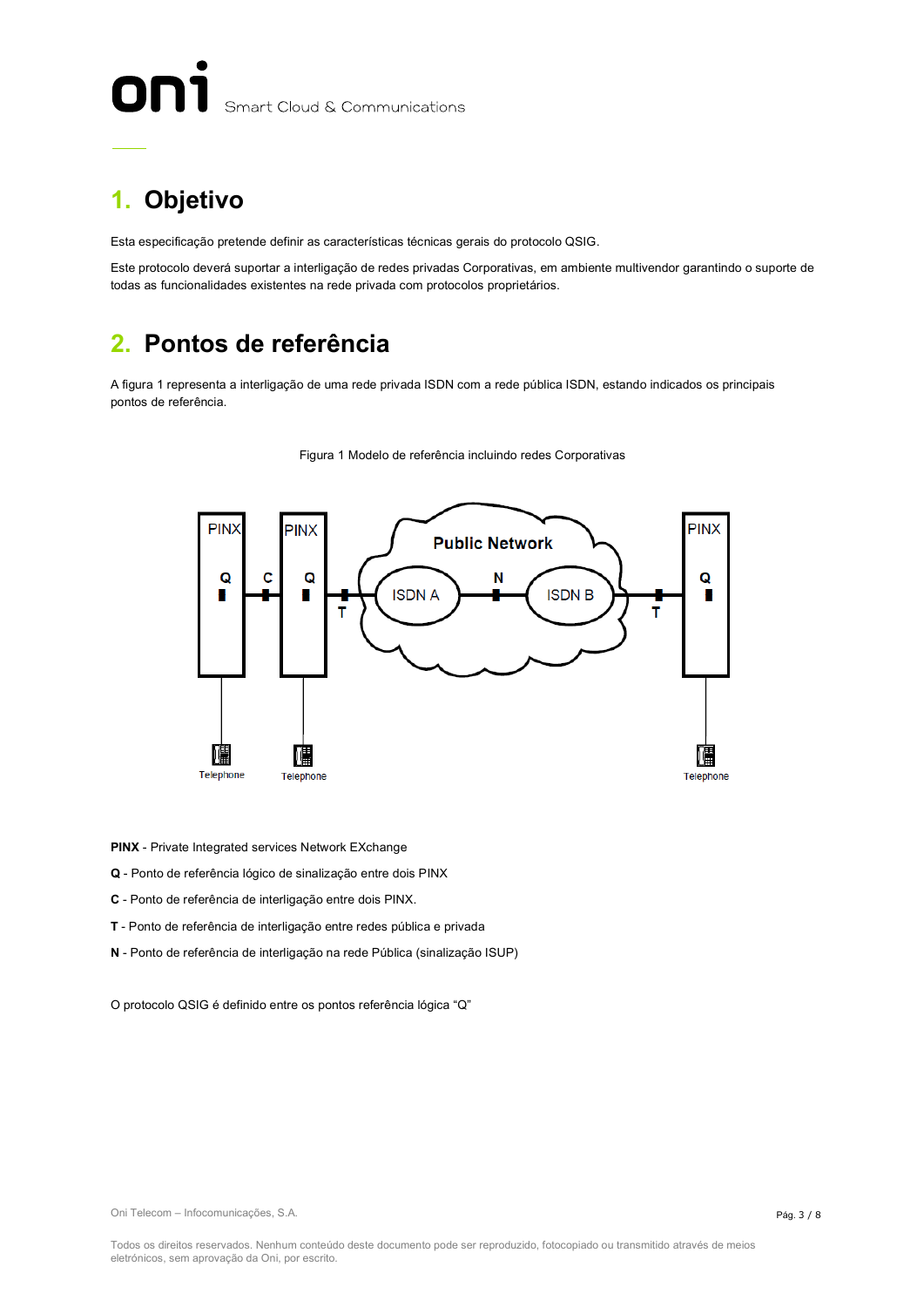# 1. Objetivo

Esta especificação pretende definir as características técnicas gerais do protocolo QSIG.

Este protocolo deverá suportar a interligação de redes privadas Corporativas, em ambiente multivendor garantindo o suporte de todas as funcionalidades existentes na rede privada com protocolos proprietários.

# 2. Pontos de referência

A figura 1 representa a interligação de uma rede privada ISDN com a rede pública ISDN, estando indicados os principais pontos de referência.

Figura 1 Modelo de referência incluindo redes Corporativas

**PINX** - Private Integrated services Network EXchange

**Q** - Ponto de referência lógico de sinalização entre dois PINX

**C** - Ponto de referência de interligação entre dois PINX.

**T** - Ponto de referência de interligação entre redes pública e privada

**N** - Ponto de referência de interligação na rede Pública (sinalização ISUP)

O protocolo QSIG é definido entre os pontos referência lógica "Q"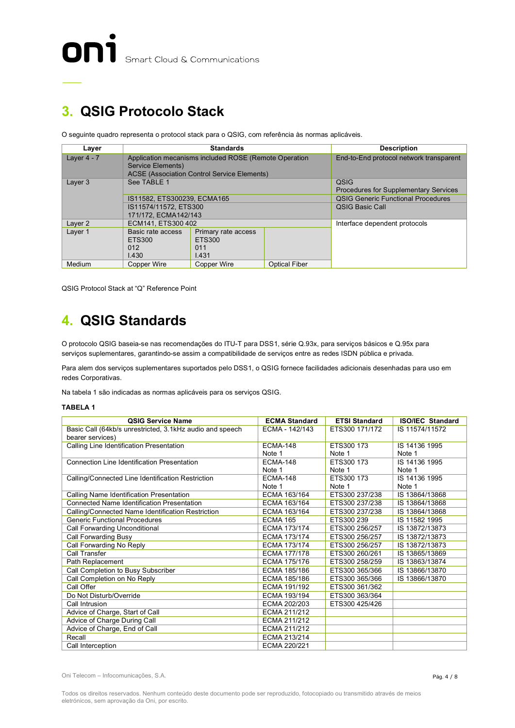## 3. QSIG Protocolo Stack

O seguinte quadro representa o protocol stack para o QSIG, com referência às normas aplicáveis.

| Layer | Standards | | | Description |
|---|---|---|---|---|
| Layer 4 - 7 | Application mecanisms included ROSE (Remote Operation Service Elements)<br>ACSE (Association Control Service Elements) | | | End-to-End protocol network transparent |
| Layer 3 | See TABLE 1 | | | QSIG<br>Procedures for Supplementary Services |
| | IS11582, ETS300239, ECMA165 | | | QSIG Generic Functional Procedures |
| | IS11574/11572, ETS300 171/172, ECMA142/143 | | | QSIG Basic Call |
| Layer 2 | ECM141, ETS300 402 | | | Interface dependent protocols |
| Layer 1 | Basic rate access<br>ETS300<br>012<br>I.430 | Primary rate access<br>ETS300<br>011<br>I.431 | | |
| Medium | Copper Wire | Copper Wire | Optical Fiber | |

QSIG Protocol Stack at "Q" Reference Point

## 4. QSIG Standards

O protocolo QSIG baseia-se nas recomendações do ITU-T para DSS1, série Q.93x, para serviços básicos e Q.95x para serviços suplementares, garantindo-se assim a compatibilidade de serviços entre as redes ISDN pública e privada.

Para alem dos serviços suplementares suportados pelo DSS1, o QSIG fornece facilidades adicionais desenhadas para uso em redes Corporativas.

Na tabela 1 são indicadas as normas aplicáveis para os serviços QSIG.

**TABELA 1**

| QSIG Service Name | ECMA Standard | ETSI Standard | ISO/IEC Standard |
|---|---|---|---|
| Basic Call (64kb/s unrestricted, 3.1kHz audio and speech bearer services) | ECMA - 142/143 | ETS300 171/172 | IS 11574/11572 |
| Calling Line Identification Presentation | ECMA-148<br>Note 1 | ETS300 173<br>Note 1 | IS 14136 1995<br>Note 1 |
| Connection Line Identification Presentation | ECMA-148<br>Note 1 | ETS300 173<br>Note 1 | IS 14136 1995<br>Note 1 |
| Calling/Connected Line Identification Restriction | ECMA-148<br>Note 1 | ETS300 173<br>Note 1 | IS 14136 1995<br>Note 1 |
| Calling Name Identification Presentation | ECMA 163/164 | ETS300 237/238 | IS 13864/13868 |
| Connected Name Identification Presentation | ECMA 163/164 | ETS300 237/238 | IS 13864/13868 |
| Calling/Connected Name Identification Restriction | ECMA 163/164 | ETS300 237/238 | IS 13864/13868 |
| Generic Functional Procedures | ECMA 165 | ETS300 239 | IS 11582 1995 |
| Call Forwarding Unconditional | ECMA 173/174 | ETS300 256/257 | IS 13872/13873 |
| Call Forwarding Busy | ECMA 173/174 | ETS300 256/257 | IS 13872/13873 |
| Call Forwarding No Reply | ECMA 173/174 | ETS300 256/257 | IS 13872/13873 |
| Call Transfer | ECMA 177/178 | ETS300 260/261 | IS 13865/13869 |
| Path Replacement | ECMA 175/176 | ETS300 258/259 | IS 13863/13874 |
| Call Completion to Busy Subscriber | ECMA 185/186 | ETS300 365/366 | IS 13866/13870 |
| Call Completion on No Reply | ECMA 185/186 | ETS300 365/366 | IS 13866/13870 |
| Call Offer | ECMA 191/192 | ETS300 361/362 | |
| Do Not Disturb/Override | ECMA 193/194 | ETS300 363/364 | |
| Call Intrusion | ECMA 202/203 | ETS300 425/426 | |
| Advice of Charge, Start of Call | ECMA 211/212 | | |
| Advice of Charge During Call | ECMA 211/212 | | |
| Advice of Charge, End of Call | ECMA 211/212 | | |
| Recall | ECMA 213/214 | | |
| Call Interception | ECMA 220/221 | | |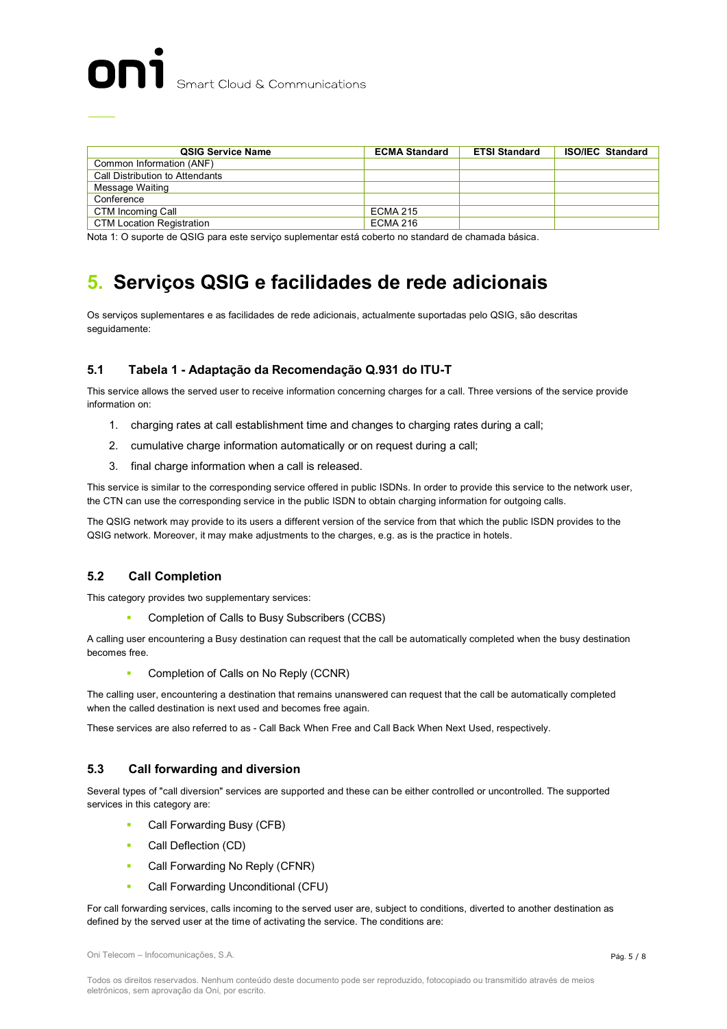| QSIG Service Name | ECMA Standard | ETSI Standard | ISO/IEC Standard |
| --- | --- | --- | --- |
| Common Information (ANF) | | | |
| Call Distribution to Attendants | | | |
| Message Waiting | | | |
| Conference | | | |
| CTM Incoming Call | ECMA 215 | | |
| CTM Location Registration | ECMA 216 | | |

Nota 1: O suporte de QSIG para este serviço suplementar está coberto no standard de chamada básica.

# 5. Serviços QSIG e facilidades de rede adicionais

Os serviços suplementares e as facilidades de rede adicionais, actualmente suportadas pelo QSIG, são descritas seguidamente:

## 5.1 Tabela 1 - Adaptação da Recomendação Q.931 do ITU-T

This service allows the served user to receive information concerning charges for a call. Three versions of the service provide information on:

1. charging rates at call establishment time and changes to charging rates during a call;
2. cumulative charge information automatically or on request during a call;
3. final charge information when a call is released.

This service is similar to the corresponding service offered in public ISDNs. In order to provide this service to the network user, the CTN can use the corresponding service in the public ISDN to obtain charging information for outgoing calls.

The QSIG network may provide to its users a different version of the service from that which the public ISDN provides to the QSIG network. Moreover, it may make adjustments to the charges, e.g. as is the practice in hotels.

## 5.2 Call Completion

This category provides two supplementary services:

- Completion of Calls to Busy Subscribers (CCBS)

A calling user encountering a Busy destination can request that the call be automatically completed when the busy destination becomes free.

- Completion of Calls on No Reply (CCNR)

The calling user, encountering a destination that remains unanswered can request that the call be automatically completed when the called destination is next used and becomes free again.

These services are also referred to as - Call Back When Free and Call Back When Next Used, respectively.

## 5.3 Call forwarding and diversion

Several types of "call diversion" services are supported and these can be either controlled or uncontrolled. The supported services in this category are:

- Call Forwarding Busy (CFB)
- Call Deflection (CD)
- Call Forwarding No Reply (CFNR)
- Call Forwarding Unconditional (CFU)

For call forwarding services, calls incoming to the served user are, subject to conditions, diverted to another destination as defined by the served user at the time of activating the service. The conditions are: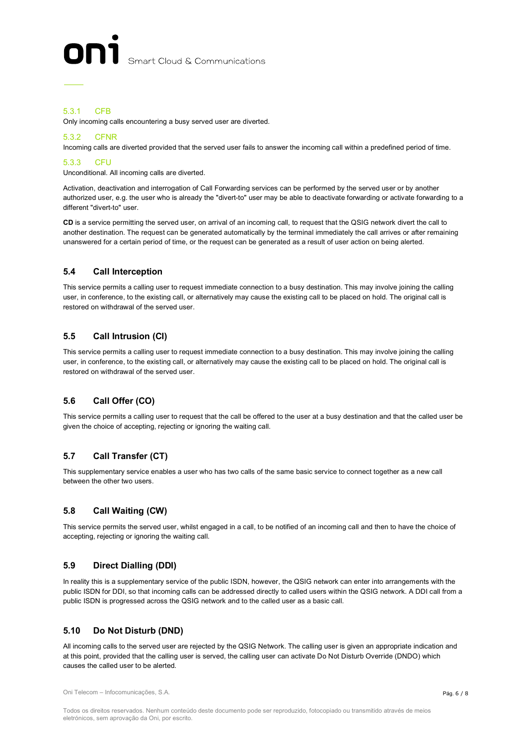#### 5.3.1 CFB

Only incoming calls encountering a busy served user are diverted.

#### 5.3.2 CFNR

Incoming calls are diverted provided that the served user fails to answer the incoming call within a predefined period of time.

#### 5.3.3 CFU

Unconditional. All incoming calls are diverted.

Activation, deactivation and interrogation of Call Forwarding services can be performed by the served user or by another authorized user, e.g. the user who is already the "divert-to" user may be able to deactivate forwarding or activate forwarding to a different "divert-to" user.

**CD** is a service permitting the served user, on arrival of an incoming call, to request that the QSIG network divert the call to another destination. The request can be generated automatically by the terminal immediately the call arrives or after remaining unanswered for a certain period of time, or the request can be generated as a result of user action on being alerted.

### 5.4 Call Interception

This service permits a calling user to request immediate connection to a busy destination. This may involve joining the calling user, in conference, to the existing call, or alternatively may cause the existing call to be placed on hold. The original call is restored on withdrawal of the served user.

### 5.5 Call Intrusion (CI)

This service permits a calling user to request immediate connection to a busy destination. This may involve joining the calling user, in conference, to the existing call, or alternatively may cause the existing call to be placed on hold. The original call is restored on withdrawal of the served user.

### 5.6 Call Offer (CO)

This service permits a calling user to request that the call be offered to the user at a busy destination and that the called user be given the choice of accepting, rejecting or ignoring the waiting call.

### 5.7 Call Transfer (CT)

This supplementary service enables a user who has two calls of the same basic service to connect together as a new call between the other two users.

### 5.8 Call Waiting (CW)

This service permits the served user, whilst engaged in a call, to be notified of an incoming call and then to have the choice of accepting, rejecting or ignoring the waiting call.

### 5.9 Direct Dialling (DDI)

In reality this is a supplementary service of the public ISDN, however, the QSIG network can enter into arrangements with the public ISDN for DDI, so that incoming calls can be addressed directly to called users within the QSIG network. A DDI call from a public ISDN is progressed across the QSIG network and to the called user as a basic call.

### 5.10 Do Not Disturb (DND)

All incoming calls to the served user are rejected by the QSIG Network. The calling user is given an appropriate indication and at this point, provided that the calling user is served, the calling user can activate Do Not Disturb Override (DNDO) which causes the called user to be alerted.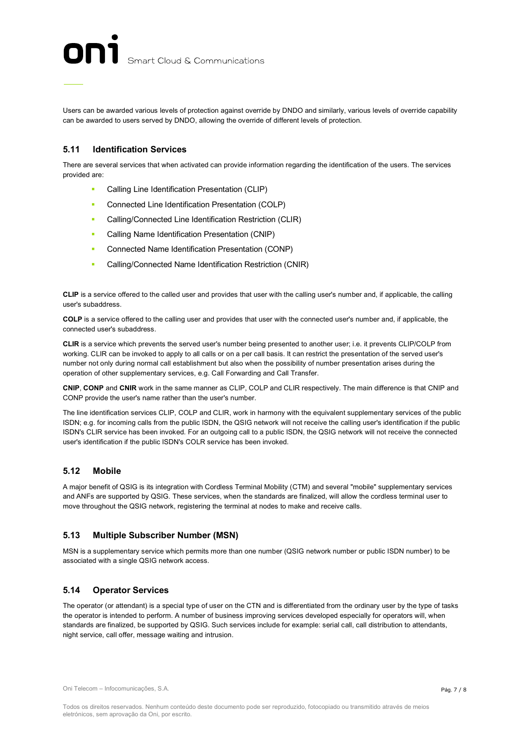Users can be awarded various levels of protection against override by DNDO and similarly, various levels of override capability can be awarded to users served by DNDO, allowing the override of different levels of protection.

## 5.11 Identification Services

There are several services that when activated can provide information regarding the identification of the users. The services provided are:

- Calling Line Identification Presentation (CLIP)
- Connected Line Identification Presentation (COLP)
- Calling/Connected Line Identification Restriction (CLIR)
- Calling Name Identification Presentation (CNIP)
- Connected Name Identification Presentation (CONP)
- Calling/Connected Name Identification Restriction (CNIR)

**CLIP** is a service offered to the called user and provides that user with the calling user's number and, if applicable, the calling user's subaddress.

**COLP** is a service offered to the calling user and provides that user with the connected user's number and, if applicable, the connected user's subaddress.

**CLIR** is a service which prevents the served user's number being presented to another user; i.e. it prevents CLIP/COLP from working. CLIR can be invoked to apply to all calls or on a per call basis. It can restrict the presentation of the served user's number not only during normal call establishment but also when the possibility of number presentation arises during the operation of other supplementary services, e.g. Call Forwarding and Call Transfer.

**CNIP**, **CONP** and **CNIR** work in the same manner as CLIP, COLP and CLIR respectively. The main difference is that CNIP and CONP provide the user's name rather than the user's number.

The line identification services CLIP, COLP and CLIR, work in harmony with the equivalent supplementary services of the public ISDN; e.g. for incoming calls from the public ISDN, the QSIG network will not receive the calling user's identification if the public ISDN's CLIR service has been invoked. For an outgoing call to a public ISDN, the QSIG network will not receive the connected user's identification if the public ISDN's COLR service has been invoked.

## 5.12 Mobile

A major benefit of QSIG is its integration with Cordless Terminal Mobility (CTM) and several "mobile" supplementary services and ANFs are supported by QSIG. These services, when the standards are finalized, will allow the cordless terminal user to move throughout the QSIG network, registering the terminal at nodes to make and receive calls.

## 5.13 Multiple Subscriber Number (MSN)

MSN is a supplementary service which permits more than one number (QSIG network number or public ISDN number) to be associated with a single QSIG network access.

## 5.14 Operator Services

The operator (or attendant) is a special type of user on the CTN and is differentiated from the ordinary user by the type of tasks the operator is intended to perform. A number of business improving services developed especially for operators will, when standards are finalized, be supported by QSIG. Such services include for example: serial call, call distribution to attendants, night service, call offer, message waiting and intrusion.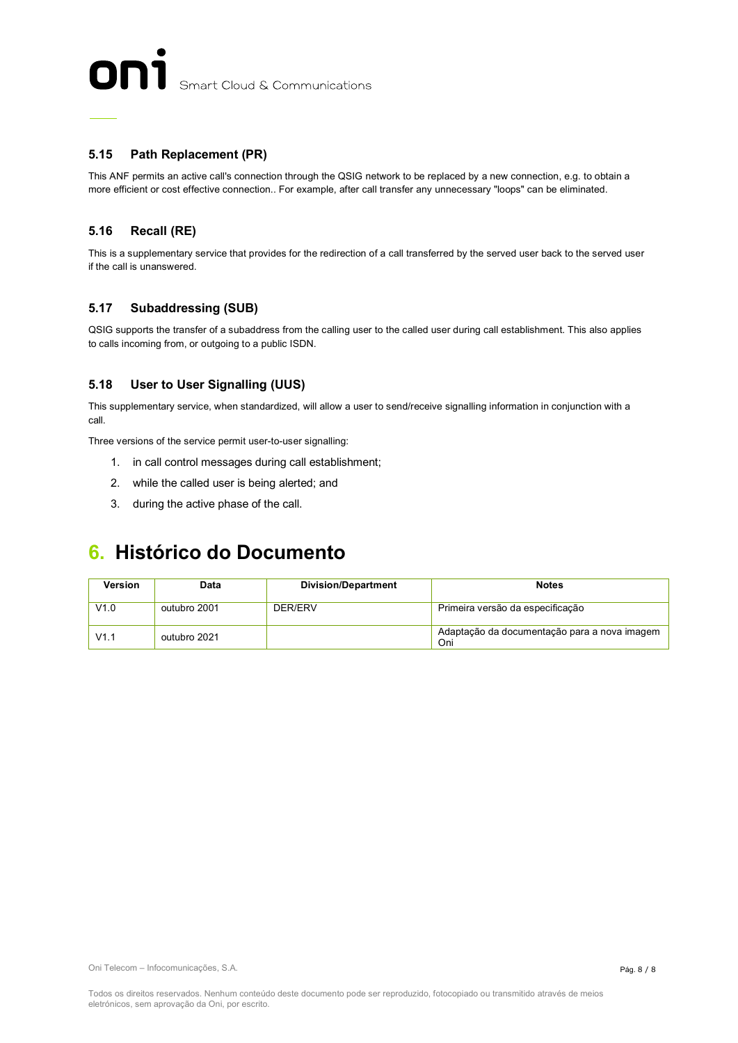### 5.15 Path Replacement (PR)

This ANF permits an active call's connection through the QSIG network to be replaced by a new connection, e.g. to obtain a more efficient or cost effective connection.. For example, after call transfer any unnecessary "loops" can be eliminated.

### 5.16 Recall (RE)

This is a supplementary service that provides for the redirection of a call transferred by the served user back to the served user if the call is unanswered.

### 5.17 Subaddressing (SUB)

QSIG supports the transfer of a subaddress from the calling user to the called user during call establishment. This also applies to calls incoming from, or outgoing to a public ISDN.

### 5.18 User to User Signalling (UUS)

This supplementary service, when standardized, will allow a user to send/receive signalling information in conjunction with a call.

Three versions of the service permit user-to-user signalling:

1. in call control messages during call establishment;
2. while the called user is being alerted; and
3. during the active phase of the call.

# 6. Histórico do Documento

| Version | Data | Division/Department | Notes |
|---|---|---|---|
| V1.0 | outubro 2001 | DER/ERV | Primeira versão da especificação |
| V1.1 | outubro 2021 | | Adaptação da documentação para a nova imagem Oni |

Oni Telecom – Infocomunicações, S.A.

Todos os direitos reservados. Nenhum conteúdo deste documento pode ser reproduzido, fotocopiado ou transmitido através de meios eletrónicos, sem aprovação da Oni, por escrito.